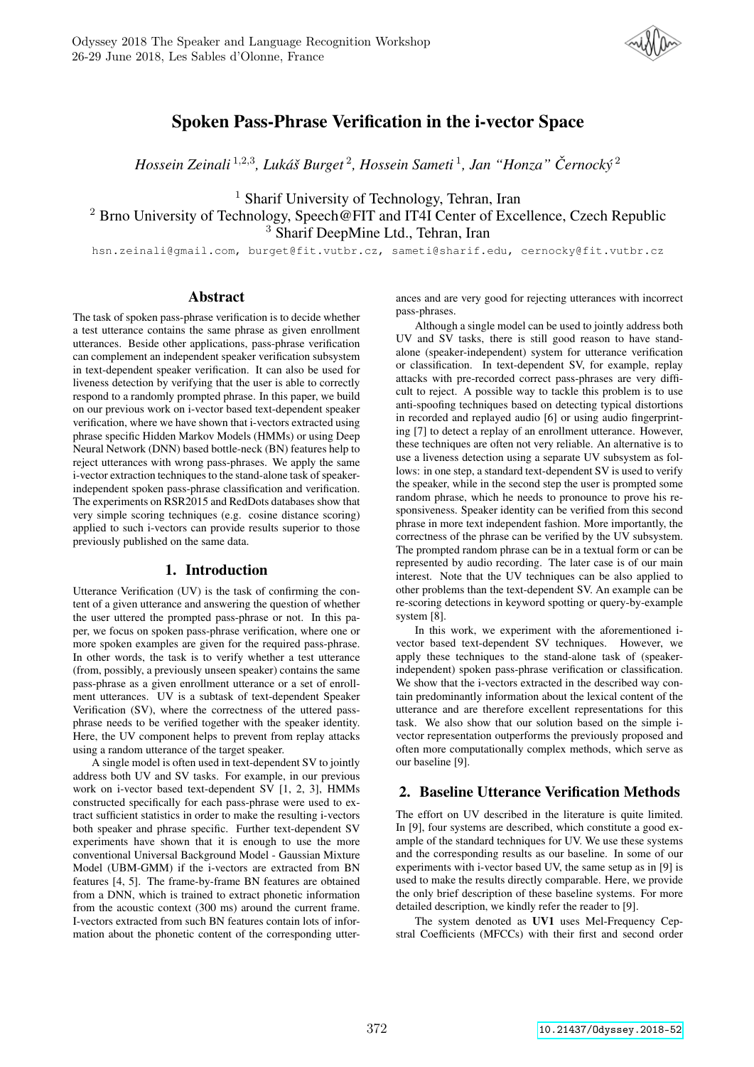# Spoken Pass-Phrase Verification in the i-vector Space

*Hossein Zeinali* [1,2,3]*, Lukáš Burget* [2]*, Hossein Sameti* [1]*, Jan "Honza" Černocký* [2]

[1] Sharif University of Technology, Tehran, Iran
[2] Brno University of Technology, Speech@FIT and IT4I Center of Excellence, Czech Republic
[3] Sharif DeepMine Ltd., Tehran, Iran

hsn.zeinali@gmail.com, burget@fit.vutbr.cz, sameti@sharif.edu, cernocky@fit.vutbr.cz

## Abstract

The task of spoken pass-phrase verification is to decide whether a test utterance contains the same phrase as given enrollment utterances. Beside other applications, pass-phrase verification can complement an independent speaker verification subsystem in text-dependent speaker verification. It can also be used for liveness detection by verifying that the user is able to correctly respond to a randomly prompted phrase. In this paper, we build on our previous work on i-vector based text-dependent speaker verification, where we have shown that i-vectors extracted using phrase specific Hidden Markov Models (HMMs) or using Deep Neural Network (DNN) based bottle-neck (BN) features help to reject utterances with wrong pass-phrases. We apply the same i-vector extraction techniques to the stand-alone task of speaker-independent spoken pass-phrase classification and verification. The experiments on RSR2015 and RedDots databases show that very simple scoring techniques (e.g. cosine distance scoring) applied to such i-vectors can provide results superior to those previously published on the same data.

## 1. Introduction

Utterance Verification (UV) is the task of confirming the content of a given utterance and answering the question of whether the user uttered the prompted pass-phrase or not. In this paper, we focus on spoken pass-phrase verification, where one or more spoken examples are given for the required pass-phrase. In other words, the task is to verify whether a test utterance (from, possibly, a previously unseen speaker) contains the same pass-phrase as a given enrollment utterance or a set of enrollment utterances. UV is a subtask of text-dependent Speaker Verification (SV), where the correctness of the uttered pass-phrase needs to be verified together with the speaker identity. Here, the UV component helps to prevent from replay attacks using a random utterance of the target speaker.

A single model is often used in text-dependent SV to jointly address both UV and SV tasks. For example, in our previous work on i-vector based text-dependent SV [1, 2, 3], HMMs constructed specifically for each pass-phrase were used to extract sufficient statistics in order to make the resulting i-vectors both speaker and phrase specific. Further text-dependent SV experiments have shown that it is enough to use the more conventional Universal Background Model - Gaussian Mixture Model (UBM-GMM) if the i-vectors are extracted from BN features [4, 5]. The frame-by-frame BN features are obtained from a DNN, which is trained to extract phonetic information from the acoustic context (300 ms) around the current frame. I-vectors extracted from such BN features contain lots of information about the phonetic content of the corresponding utterances and are very good for rejecting utterances with incorrect pass-phrases.

Although a single model can be used to jointly address both UV and SV tasks, there is still good reason to have stand-alone (speaker-independent) system for utterance verification or classification. In text-dependent SV, for example, replay attacks with pre-recorded correct pass-phrases are very difficult to reject. A possible way to tackle this problem is to use anti-spoofing techniques based on detecting typical distortions in recorded and replayed audio [6] or using audio fingerprinting [7] to detect a replay of an enrollment utterance. However, these techniques are often not very reliable. An alternative is to use a liveness detection using a separate UV subsystem as follows: in one step, a standard text-dependent SV is used to verify the speaker, while in the second step the user is prompted some random phrase, which he needs to pronounce to prove his responsiveness. Speaker identity can be verified from this second phrase in more text independent fashion. More importantly, the correctness of the phrase can be verified by the UV subsystem. The prompted random phrase can be in a textual form or can be represented by audio recording. The later case is of our main interest. Note that the UV techniques can be also applied to other problems than the text-dependent SV. An example can be re-scoring detections in keyword spotting or query-by-example system [8].

In this work, we experiment with the aforementioned i-vector based text-dependent SV techniques. However, we apply these techniques to the stand-alone task of (speaker-independent) spoken pass-phrase verification or classification. We show that the i-vectors extracted in the described way contain predominantly information about the lexical content of the utterance and are therefore excellent representations for this task. We also show that our solution based on the simple i-vector representation outperforms the previously proposed and often more computationally complex methods, which serve as our baseline [9].

## 2. Baseline Utterance Verification Methods

The effort on UV described in the literature is quite limited. In [9], four systems are described, which constitute a good example of the standard techniques for UV. We use these systems and the corresponding results as our baseline. In some of our experiments with i-vector based UV, the same setup as in [9] is used to make the results directly comparable. Here, we provide the only brief description of these baseline systems. For more detailed description, we kindly refer the reader to [9].

The system denoted as **UV1** uses Mel-Frequency Cepstral Coefficients (MFCCs) with their first and second order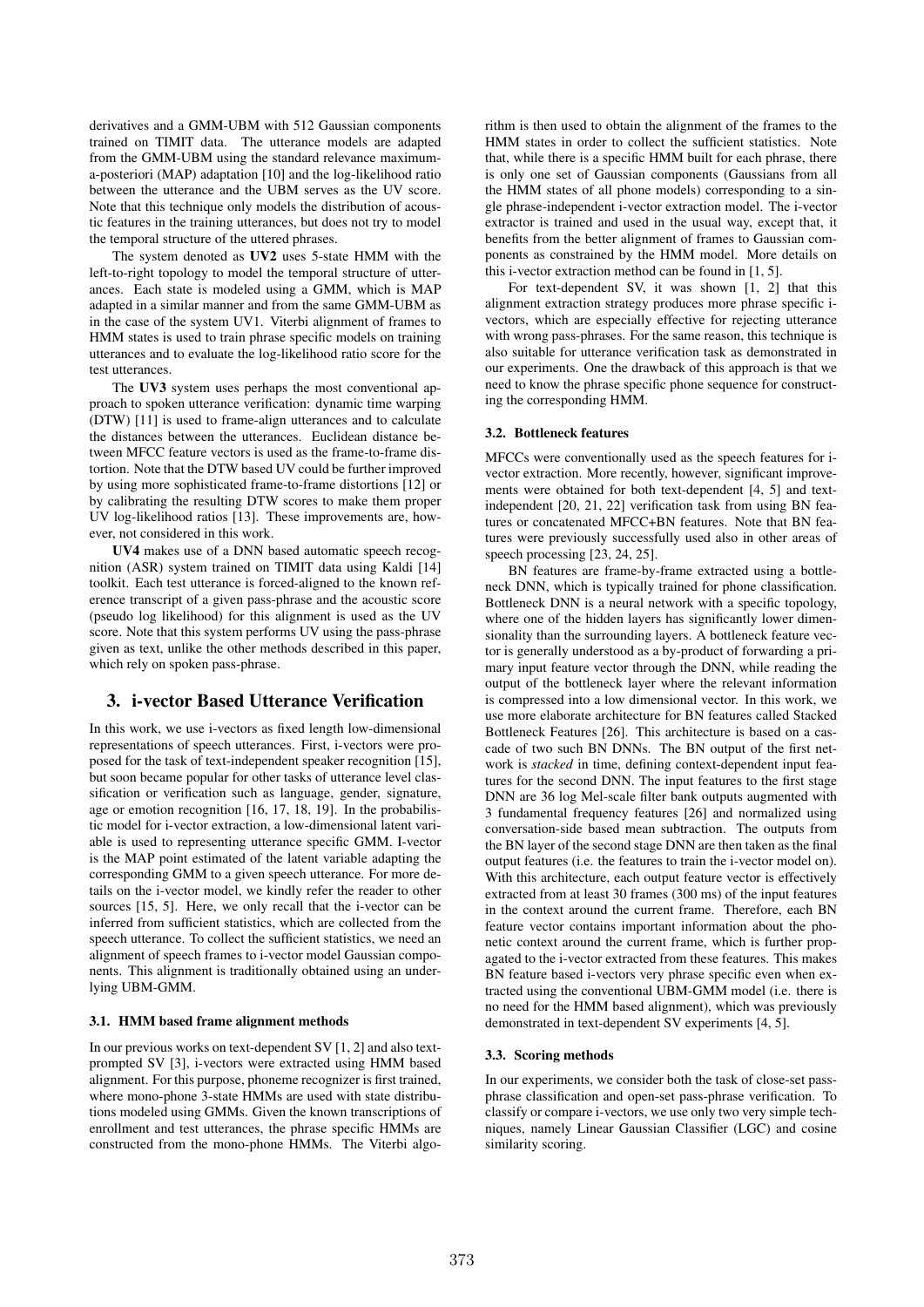derivatives and a GMM-UBM with 512 Gaussian components trained on TIMIT data. The utterance models are adapted from the GMM-UBM using the standard relevance maximum-a-posteriori (MAP) adaptation [10] and the log-likelihood ratio between the utterance and the UBM serves as the UV score. Note that this technique only models the distribution of acoustic features in the training utterances, but does not try to model the temporal structure of the uttered phrases.

The system denoted as **UV2** uses 5-state HMM with the left-to-right topology to model the temporal structure of utterances. Each state is modeled using a GMM, which is MAP adapted in a similar manner and from the same GMM-UBM as in the case of the system UV1. Viterbi alignment of frames to HMM states is used to train phrase specific models on training utterances and to evaluate the log-likelihood ratio score for the test utterances.

The **UV3** system uses perhaps the most conventional approach to spoken utterance verification: dynamic time warping (DTW) [11] is used to frame-align utterances and to calculate the distances between the utterances. Euclidean distance between MFCC feature vectors is used as the frame-to-frame distortion. Note that the DTW based UV could be further improved by using more sophisticated frame-to-frame distortions [12] or by calibrating the resulting DTW scores to make them proper UV log-likelihood ratios [13]. These improvements are, however, not considered in this work.

**UV4** makes use of a DNN based automatic speech recognition (ASR) system trained on TIMIT data using Kaldi [14] toolkit. Each test utterance is forced-aligned to the known reference transcript of a given pass-phrase and the acoustic score (pseudo log likelihood) for this alignment is used as the UV score. Note that this system performs UV using the pass-phrase given as text, unlike the other methods described in this paper, which rely on spoken pass-phrase.

## 3. i-vector Based Utterance Verification

In this work, we use i-vectors as fixed length low-dimensional representations of speech utterances. First, i-vectors were proposed for the task of text-independent speaker recognition [15], but soon became popular for other tasks of utterance level classification or verification such as language, gender, signature, age or emotion recognition [16, 17, 18, 19]. In the probabilistic model for i-vector extraction, a low-dimensional latent variable is used to representing utterance specific GMM. I-vector is the MAP point estimated of the latent variable adapting the corresponding GMM to a given speech utterance. For more details on the i-vector model, we kindly refer the reader to other sources [15, 5]. Here, we only recall that the i-vector can be inferred from sufficient statistics, which are collected from the speech utterance. To collect the sufficient statistics, we need an alignment of speech frames to i-vector model Gaussian components. This alignment is traditionally obtained using an underlying UBM-GMM.

### 3.1. HMM based frame alignment methods

In our previous works on text-dependent SV [1, 2] and also text-prompted SV [3], i-vectors were extracted using HMM based alignment. For this purpose, phoneme recognizer is first trained, where mono-phone 3-state HMMs are used with state distributions modeled using GMMs. Given the known transcriptions of enrollment and test utterances, the phrase specific HMMs are constructed from the mono-phone HMMs. The Viterbi algorithm is then used to obtain the alignment of the frames to the HMM states in order to collect the sufficient statistics. Note that, while there is a specific HMM built for each phrase, there is only one set of Gaussian components (Gaussians from all the HMM states of all phone models) corresponding to a single phrase-independent i-vector extraction model. The i-vector extractor is trained and used in the usual way, except that, it benefits from the better alignment of frames to Gaussian components as constrained by the HMM model. More details on this i-vector extraction method can be found in [1, 5].

For text-dependent SV, it was shown [1, 2] that this alignment extraction strategy produces more phrase specific i-vectors, which are especially effective for rejecting utterance with wrong pass-phrases. For the same reason, this technique is also suitable for utterance verification task as demonstrated in our experiments. One the drawback of this approach is that we need to know the phrase specific phone sequence for constructing the corresponding HMM.

### 3.2. Bottleneck features

MFCCs were conventionally used as the speech features for i-vector extraction. More recently, however, significant improvements were obtained for both text-dependent [4, 5] and text-independent [20, 21, 22] verification task from using BN features or concatenated MFCC+BN features. Note that BN features were previously successfully used also in other areas of speech processing [23, 24, 25].

BN features are frame-by-frame extracted using a bottleneck DNN, which is typically trained for phone classification. Bottleneck DNN is a neural network with a specific topology, where one of the hidden layers has significantly lower dimensionality than the surrounding layers. A bottleneck feature vector is generally understood as a by-product of forwarding a primary input feature vector through the DNN, while reading the output of the bottleneck layer where the relevant information is compressed into a low dimensional vector. In this work, we use more elaborate architecture for BN features called Stacked Bottleneck Features [26]. This architecture is based on a cascade of two such BN DNNs. The BN output of the first network is *stacked* in time, defining context-dependent input features for the second DNN. The input features to the first stage DNN are 36 log Mel-scale filter bank outputs augmented with 3 fundamental frequency features [26] and normalized using conversation-side based mean subtraction. The outputs from the BN layer of the second stage DNN are then taken as the final output features (i.e. the features to train the i-vector model on). With this architecture, each output feature vector is effectively extracted from at least 30 frames (300 ms) of the input features in the context around the current frame. Therefore, each BN feature vector contains important information about the phonetic context around the current frame, which is further propagated to the i-vector extracted from these features. This makes BN feature based i-vectors very phrase specific even when extracted using the conventional UBM-GMM model (i.e. there is no need for the HMM based alignment), which was previously demonstrated in text-dependent SV experiments [4, 5].

### 3.3. Scoring methods

In our experiments, we consider both the task of close-set pass-phrase classification and open-set pass-phrase verification. To classify or compare i-vectors, we use only two very simple techniques, namely Linear Gaussian Classifier (LGC) and cosine similarity scoring.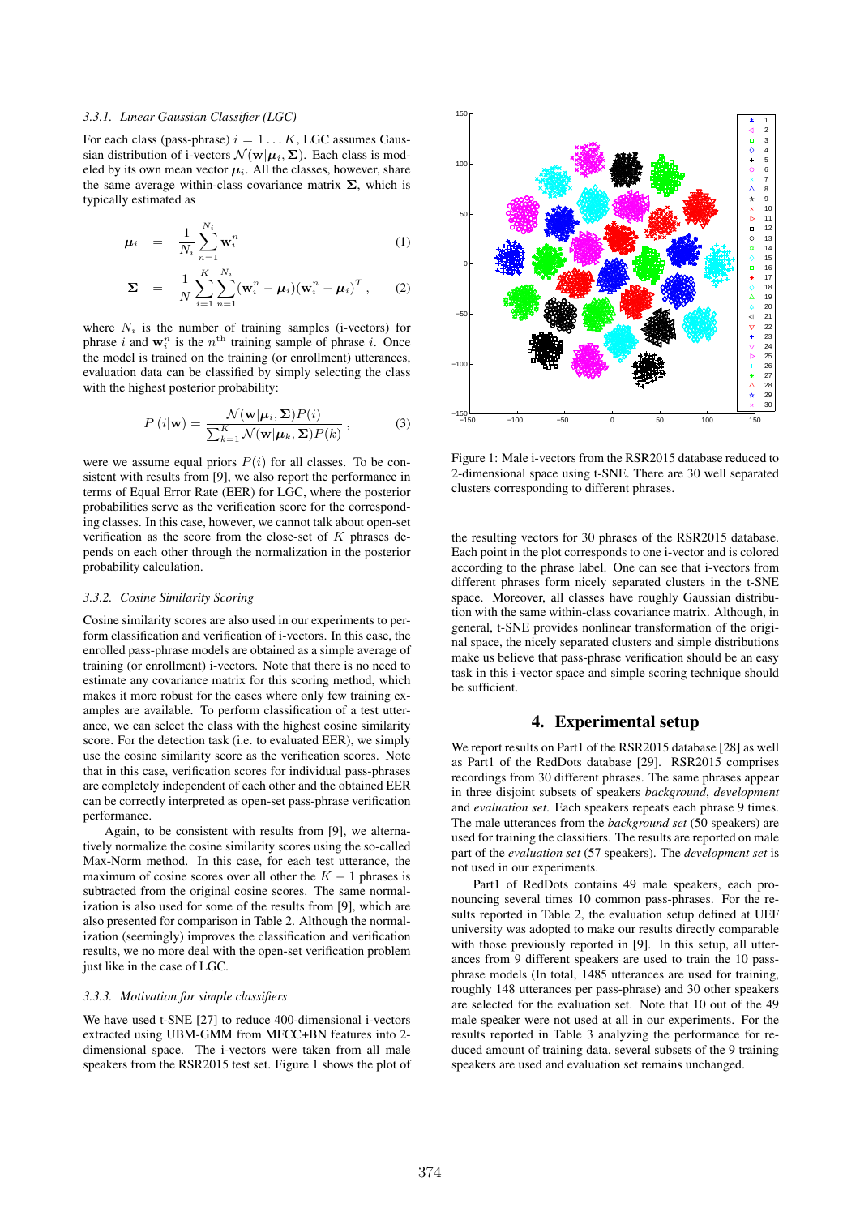#### 3.3.1. Linear Gaussian Classifier (LGC)

For each class (pass-phrase) $i = 1 \ldots K$, LGC assumes Gaussian distribution of i-vectors $\mathcal{N}(\mathbf{w}|\boldsymbol{\mu}_i, \boldsymbol{\Sigma})$. Each class is modeled by its own mean vector $\boldsymbol{\mu}_i$. All the classes, however, share the same average within-class covariance matrix $\boldsymbol{\Sigma}$, which is typically estimated as

$$\boldsymbol{\mu}_i = \frac{1}{N_i} \sum_{n=1}^{N_i} \mathbf{w}_i^n \tag{1}$$

$$\boldsymbol{\Sigma} = \frac{1}{N} \sum_{i=1}^{K} \sum_{n=1}^{N_i} (\mathbf{w}_i^n - \boldsymbol{\mu}_i)(\mathbf{w}_i^n - \boldsymbol{\mu}_i)^T , \tag{2}$$

where $N_i$ is the number of training samples (i-vectors) for phrase $i$ and $\mathbf{w}_i^n$ is the $n^{\text{th}}$ training sample of phrase $i$. Once the model is trained on the training (or enrollment) utterances, evaluation data can be classified by simply selecting the class with the highest posterior probability:

$$P(i|\mathbf{w}) = \frac{\mathcal{N}(\mathbf{w}|\boldsymbol{\mu}_i, \boldsymbol{\Sigma})P(i)}{\sum_{k=1}^{K} \mathcal{N}(\mathbf{w}|\boldsymbol{\mu}_k, \boldsymbol{\Sigma})P(k)} , \tag{3}$$

were we assume equal priors $P(i)$ for all classes. To be consistent with results from [9], we also report the performance in terms of Equal Error Rate (EER) for LGC, where the posterior probabilities serve as the verification score for the corresponding classes. In this case, however, we cannot talk about open-set verification as the score from the close-set of $K$ phrases depends on each other through the normalization in the posterior probability calculation.

#### 3.3.2. Cosine Similarity Scoring

Cosine similarity scores are also used in our experiments to perform classification and verification of i-vectors. In this case, the enrolled pass-phrase models are obtained as a simple average of training (or enrollment) i-vectors. Note that there is no need to estimate any covariance matrix for this scoring method, which makes it more robust for the cases where only few training examples are available. To perform classification of a test utterance, we can select the class with the highest cosine similarity score. For the detection task (i.e. to evaluated EER), we simply use the cosine similarity score as the verification scores. Note that in this case, verification scores for individual pass-phrases are completely independent of each other and the obtained EER can be correctly interpreted as open-set pass-phrase verification performance.

Again, to be consistent with results from [9], we alternatively normalize the cosine similarity scores using the so-called Max-Norm method. In this case, for each test utterance, the maximum of cosine scores over all other the $K - 1$ phrases is subtracted from the original cosine scores. The same normalization is also used for some of the results from [9], which are also presented for comparison in Table 2. Although the normalization (seemingly) improves the classification and verification results, we no more deal with the open-set verification problem just like in the case of LGC.

#### 3.3.3. Motivation for simple classifiers

We have used t-SNE [27] to reduce 400-dimensional i-vectors extracted using UBM-GMM from MFCC+BN features into 2-dimensional space. The i-vectors were taken from all male speakers from the RSR2015 test set. Figure 1 shows the plot of the resulting vectors for 30 phrases of the RSR2015 database. Each point in the plot corresponds to one i-vector and is colored according to the phrase label. One can see that i-vectors from different phrases form nicely separated clusters in the t-SNE space. Moreover, all classes have roughly Gaussian distribution with the same within-class covariance matrix. Although, in general, t-SNE provides nonlinear transformation of the original space, the nicely separated clusters and simple distributions make us believe that pass-phrase verification should be an easy task in this i-vector space and simple scoring technique should be sufficient.

Figure 1: Male i-vectors from the RSR2015 database reduced to 2-dimensional space using t-SNE. There are 30 well separated clusters corresponding to different phrases.

## 4. Experimental setup

We report results on Part1 of the RSR2015 database [28] as well as Part1 of the RedDots database [29]. RSR2015 comprises recordings from 30 different phrases. The same phrases appear in three disjoint subsets of speakers *background*, *development* and *evaluation set*. Each speakers repeats each phrase 9 times. The male utterances from the *background set* (50 speakers) are used for training the classifiers. The results are reported on male part of the *evaluation set* (57 speakers). The *development set* is not used in our experiments.

Part1 of RedDots contains 49 male speakers, each pronouncing several times 10 common pass-phrases. For the results reported in Table 2, the evaluation setup defined at UEF university was adopted to make our results directly comparable with those previously reported in [9]. In this setup, all utterances from 9 different speakers are used to train the 10 pass-phrase models (In total, 1485 utterances are used for training, roughly 148 utterances per pass-phrase) and 30 other speakers are selected for the evaluation set. Note that 10 out of the 49 male speaker were not used at all in our experiments. For the results reported in Table 3 analyzing the performance for reduced amount of training data, several subsets of the 9 training speakers are used and evaluation set remains unchanged.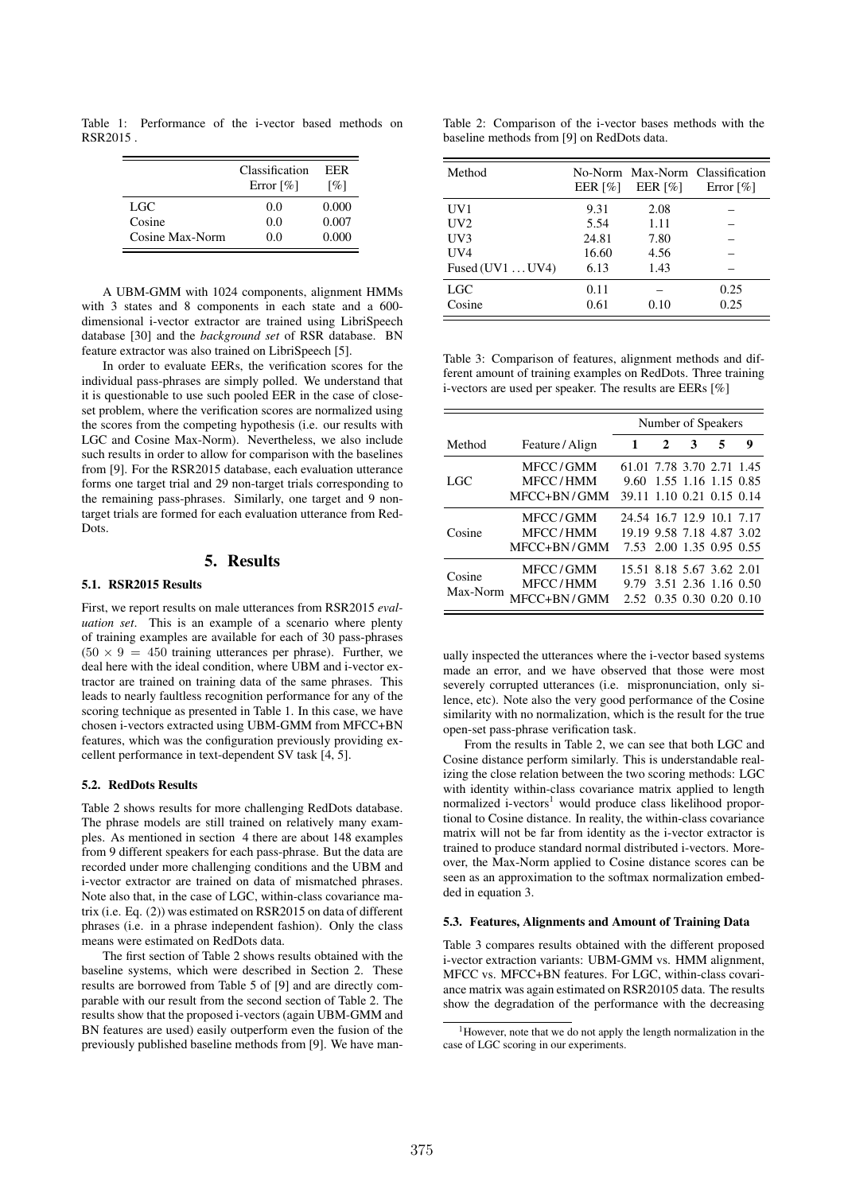Table 1: Performance of the i-vector based methods on RSR2015 .

| | Classification Error [%] | EER [%] |
|---|---|---|
| LGC | 0.0 | 0.000 |
| Cosine | 0.0 | 0.007 |
| Cosine Max-Norm | 0.0 | 0.000 |

A UBM-GMM with 1024 components, alignment HMMs with 3 states and 8 components in each state and a 600-dimensional i-vector extractor are trained using LibriSpeech database [30] and the *background set* of RSR database. BN feature extractor was also trained on LibriSpeech [5].

In order to evaluate EERs, the verification scores for the individual pass-phrases are simply polled. We understand that it is questionable to use such pooled EER in the case of close-set problem, where the verification scores are normalized using the scores from the competing hypothesis (i.e. our results with LGC and Cosine Max-Norm). Nevertheless, we also include such results in order to allow for comparison with the baselines from [9]. For the RSR2015 database, each evaluation utterance forms one target trial and 29 non-target trials corresponding to the remaining pass-phrases. Similarly, one target and 9 non-target trials are formed for each evaluation utterance from RedDots.

# 5. Results

## 5.1. RSR2015 Results

First, we report results on male utterances from RSR2015 *evaluation set*. This is an example of a scenario where plenty of training examples are available for each of 30 pass-phrases ($50 \times 9 = 450$ training utterances per phrase). Further, we deal here with the ideal condition, where UBM and i-vector extractor are trained on training data of the same phrases. This leads to nearly faultless recognition performance for any of the scoring technique as presented in Table 1. In this case, we have chosen i-vectors extracted using UBM-GMM from MFCC+BN features, which was the configuration previously providing excellent performance in text-dependent SV task [4, 5].

## 5.2. RedDots Results

Table 2 shows results for more challenging RedDots database. The phrase models are still trained on relatively many examples. As mentioned in section 4 there are about 148 examples from 9 different speakers for each pass-phrase. But the data are recorded under more challenging conditions and the UBM and i-vector extractor are trained on data of mismatched phrases. Note also that, in the case of LGC, within-class covariance matrix (i.e. Eq. (2)) was estimated on RSR2015 on data of different phrases (i.e. in a phrase independent fashion). Only the class means were estimated on RedDots data.

The first section of Table 2 shows results obtained with the baseline systems, which were described in Section 2. These results are borrowed from Table 5 of [9] and are directly comparable with our result from the second section of Table 2. The results show that the proposed i-vectors (again UBM-GMM and BN features are used) easily outperform even the fusion of the previously published baseline methods from [9]. We have manually inspected the utterances where the i-vector based systems made an error, and we have observed that those were most severely corrupted utterances (i.e. mispronunciation, only silence, etc). Note also the very good performance of the Cosine similarity with no normalization, which is the result for the true open-set pass-phrase verification task.

Table 2: Comparison of the i-vector bases methods with the baseline methods from [9] on RedDots data.

| Method | No-Norm EER [%] | Max-Norm EER [%] | Classification Error [%] |
|---|---|---|---|
| UV1 | 9.31 | 2.08 | – |
| UV2 | 5.54 | 1.11 | – |
| UV3 | 24.81 | 7.80 | – |
| UV4 | 16.60 | 4.56 | – |
| Fused (UV1 ... UV4) | 6.13 | 1.43 | – |
| LGC | 0.11 | – | 0.25 |
| Cosine | 0.61 | 0.10 | 0.25 |

Table 3: Comparison of features, alignment methods and different amount of training examples on RedDots. Three training i-vectors are used per speaker. The results are EERs [%]

| | | Number of Speakers | | | | |
|---|---|---|---|---|---|---|
| Method | Feature / Align | **1** | **2** | **3** | **5** | **9** |
| LGC | MFCC / GMM | 61.01 | 7.78 | 3.70 | 2.71 | 1.45 |
| | MFCC / HMM | 9.60 | 1.55 | 1.16 | 1.15 | 0.85 |
| | MFCC+BN / GMM | 39.11 | 1.10 | 0.21 | 0.15 | 0.14 |
| Cosine | MFCC / GMM | 24.54 | 16.7 | 12.9 | 10.1 | 7.17 |
| | MFCC / HMM | 19.19 | 9.58 | 7.18 | 4.87 | 3.02 |
| | MFCC+BN / GMM | 7.53 | 2.00 | 1.35 | 0.95 | 0.55 |
| Cosine Max-Norm | MFCC / GMM | 15.51 | 8.18 | 5.67 | 3.62 | 2.01 |
| | MFCC / HMM | 9.79 | 3.51 | 2.36 | 1.16 | 0.50 |
| | MFCC+BN / GMM | 2.52 | 0.35 | 0.30 | 0.20 | 0.10 |

From the results in Table 2, we can see that both LGC and Cosine distance perform similarly. This is understandable realizing the close relation between the two scoring methods: LGC with identity within-class covariance matrix applied to length normalized i-vectors[1] would produce class likelihood proportional to Cosine distance. In reality, the within-class covariance matrix will not be far from identity as the i-vector extractor is trained to produce standard normal distributed i-vectors. Moreover, the Max-Norm applied to Cosine distance scores can be seen as an approximation to the softmax normalization embedded in equation 3.

## 5.3. Features, Alignments and Amount of Training Data

Table 3 compares results obtained with the different proposed i-vector extraction variants: UBM-GMM vs. HMM alignment, MFCC vs. MFCC+BN features. For LGC, within-class covariance matrix was again estimated on RSR20105 data. The results show the degradation of the performance with the decreasing

[1] However, note that we do not apply the length normalization in the case of LGC scoring in our experiments.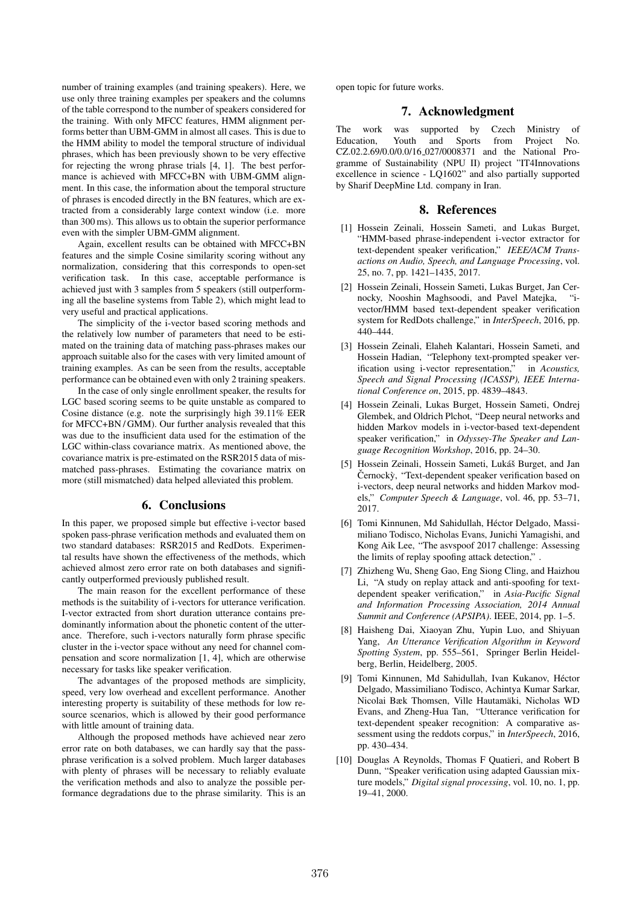number of training examples (and training speakers). Here, we use only three training examples per speakers and the columns of the table correspond to the number of speakers considered for the training. With only MFCC features, HMM alignment performs better than UBM-GMM in almost all cases. This is due to the HMM ability to model the temporal structure of individual phrases, which has been previously shown to be very effective for rejecting the wrong phrase trials [4, 1]. The best performance is achieved with MFCC+BN with UBM-GMM alignment. In this case, the information about the temporal structure of phrases is encoded directly in the BN features, which are extracted from a considerably large context window (i.e. more than 300 ms). This allows us to obtain the superior performance even with the simpler UBM-GMM alignment.

Again, excellent results can be obtained with MFCC+BN features and the simple Cosine similarity scoring without any normalization, considering that this corresponds to open-set verification task. In this case, acceptable performance is achieved just with 3 samples from 5 speakers (still outperforming all the baseline systems from Table 2), which might lead to very useful and practical applications.

The simplicity of the i-vector based scoring methods and the relatively low number of parameters that need to be estimated on the training data of matching pass-phrases makes our approach suitable also for the cases with very limited amount of training examples. As can be seen from the results, acceptable performance can be obtained even with only 2 training speakers.

In the case of only single enrollment speaker, the results for LGC based scoring seems to be quite unstable as compared to Cosine distance (e.g. note the surprisingly high 39.11% EER for MFCC+BN / GMM). Our further analysis revealed that this was due to the insufficient data used for the estimation of the LGC within-class covariance matrix. As mentioned above, the covariance matrix is pre-estimated on the RSR2015 data of mismatched pass-phrases. Estimating the covariance matrix on more (still mismatched) data helped alleviated this problem.

## 6. Conclusions

In this paper, we proposed simple but effective i-vector based spoken pass-phrase verification methods and evaluated them on two standard databases: RSR2015 and RedDots. Experimental results have shown the effectiveness of the methods, which achieved almost zero error rate on both databases and significantly outperformed previously published result.

The main reason for the excellent performance of these methods is the suitability of i-vectors for utterance verification. I-vector extracted from short duration utterance contains predominantly information about the phonetic content of the utterance. Therefore, such i-vectors naturally form phrase specific cluster in the i-vector space without any need for channel compensation and score normalization [1, 4], which are otherwise necessary for tasks like speaker verification.

The advantages of the proposed methods are simplicity, speed, very low overhead and excellent performance. Another interesting property is suitability of these methods for low resource scenarios, which is allowed by their good performance with little amount of training data.

Although the proposed methods have achieved near zero error rate on both databases, we can hardly say that the pass-phrase verification is a solved problem. Much larger databases with plenty of phrases will be necessary to reliably evaluate the verification methods and also to analyze the possible performance degradations due to the phrase similarity. This is an open topic for future works.

## 7. Acknowledgment

The work was supported by Czech Ministry of Education, Youth and Sports from Project No. CZ.02.2.69/0.0/0.0/16_027/0008371 and the National Programme of Sustainability (NPU II) project "IT4Innovations excellence in science - LQ1602" and also partially supported by Sharif DeepMine Ltd. company in Iran.

## 8. References

[1] Hossein Zeinali, Hossein Sameti, and Lukas Burget, "HMM-based phrase-independent i-vector extractor for text-dependent speaker verification," *IEEE/ACM Transactions on Audio, Speech, and Language Processing*, vol. 25, no. 7, pp. 1421–1435, 2017.

[2] Hossein Zeinali, Hossein Sameti, Lukas Burget, Jan Cernocky, Nooshin Maghsoodi, and Pavel Matejka, "i-vector/HMM based text-dependent speaker verification system for RedDots challenge," in *InterSpeech*, 2016, pp. 440–444.

[3] Hossein Zeinali, Elaheh Kalantari, Hossein Sameti, and Hossein Hadian, "Telephony text-prompted speaker verification using i-vector representation," in *Acoustics, Speech and Signal Processing (ICASSP), IEEE International Conference on*, 2015, pp. 4839–4843.

[4] Hossein Zeinali, Lukas Burget, Hossein Sameti, Ondrej Glembek, and Oldrich Plchot, "Deep neural networks and hidden Markov models in i-vector-based text-dependent speaker verification," in *Odyssey-The Speaker and Language Recognition Workshop*, 2016, pp. 24–30.

[5] Hossein Zeinali, Hossein Sameti, Lukáš Burget, and Jan Černockỳ, "Text-dependent speaker verification based on i-vectors, deep neural networks and hidden Markov models," *Computer Speech & Language*, vol. 46, pp. 53–71, 2017.

[6] Tomi Kinnunen, Md Sahidullah, Héctor Delgado, Massimiliano Todisco, Nicholas Evans, Junichi Yamagishi, and Kong Aik Lee, "The asvspoof 2017 challenge: Assessing the limits of replay spoofing attack detection," .

[7] Zhizheng Wu, Sheng Gao, Eng Siong Cling, and Haizhou Li, "A study on replay attack and anti-spoofing for text-dependent speaker verification," in *Asia-Pacific Signal and Information Processing Association, 2014 Annual Summit and Conference (APSIPA)*. IEEE, 2014, pp. 1–5.

[8] Haisheng Dai, Xiaoyan Zhu, Yupin Luo, and Shiyuan Yang, *An Utterance Verification Algorithm in Keyword Spotting System*, pp. 555–561, Springer Berlin Heidelberg, Berlin, Heidelberg, 2005.

[9] Tomi Kinnunen, Md Sahidullah, Ivan Kukanov, Héctor Delgado, Massimiliano Todisco, Achintya Kumar Sarkar, Nicolai Bæk Thomsen, Ville Hautamäki, Nicholas WD Evans, and Zheng-Hua Tan, "Utterance verification for text-dependent speaker recognition: A comparative assessment using the reddots corpus," in *InterSpeech*, 2016, pp. 430–434.

[10] Douglas A Reynolds, Thomas F Quatieri, and Robert B Dunn, "Speaker verification using adapted Gaussian mixture models," *Digital signal processing*, vol. 10, no. 1, pp. 19–41, 2000.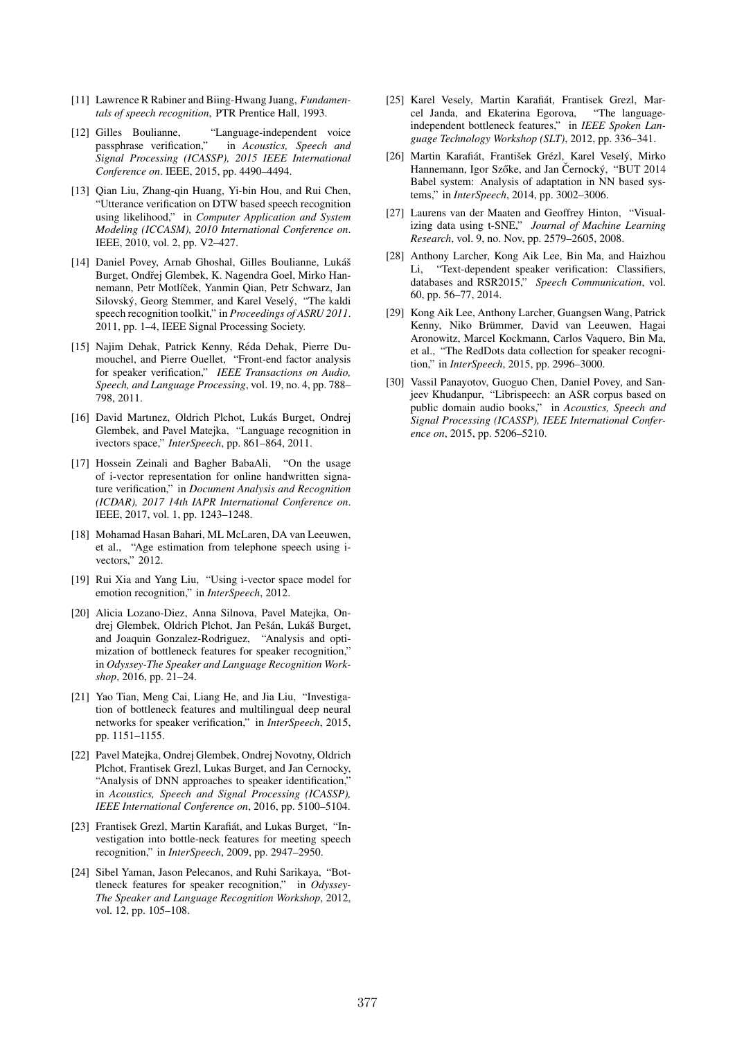[11] Lawrence R Rabiner and Biing-Hwang Juang, *Fundamentals of speech recognition*, PTR Prentice Hall, 1993.

[12] Gilles Boulianne, "Language-independent voice passphrase verification," in *Acoustics, Speech and Signal Processing (ICASSP), 2015 IEEE International Conference on*. IEEE, 2015, pp. 4490–4494.

[13] Qian Liu, Zhang-qin Huang, Yi-bin Hou, and Rui Chen, "Utterance verification on DTW based speech recognition using likelihood," in *Computer Application and System Modeling (ICCASM), 2010 International Conference on*. IEEE, 2010, vol. 2, pp. V2–427.

[14] Daniel Povey, Arnab Ghoshal, Gilles Boulianne, Lukáš Burget, Ondřej Glembek, K. Nagendra Goel, Mirko Hannemann, Petr Motlíček, Yanmin Qian, Petr Schwarz, Jan Silovský, Georg Stemmer, and Karel Veselý, "The kaldi speech recognition toolkit," in *Proceedings of ASRU 2011*. 2011, pp. 1–4, IEEE Signal Processing Society.

[15] Najim Dehak, Patrick Kenny, Réda Dehak, Pierre Dumouchel, and Pierre Ouellet, "Front-end factor analysis for speaker verification," *IEEE Transactions on Audio, Speech, and Language Processing*, vol. 19, no. 4, pp. 788–798, 2011.

[16] David Martınez, Oldrich Plchot, Lukás Burget, Ondrej Glembek, and Pavel Matejka, "Language recognition in ivectors space," *InterSpeech*, pp. 861–864, 2011.

[17] Hossein Zeinali and Bagher BabaAli, "On the usage of i-vector representation for online handwritten signature verification," in *Document Analysis and Recognition (ICDAR), 2017 14th IAPR International Conference on*. IEEE, 2017, vol. 1, pp. 1243–1248.

[18] Mohamad Hasan Bahari, ML McLaren, DA van Leeuwen, et al., "Age estimation from telephone speech using i-vectors," 2012.

[19] Rui Xia and Yang Liu, "Using i-vector space model for emotion recognition," in *InterSpeech*, 2012.

[20] Alicia Lozano-Diez, Anna Silnova, Pavel Matejka, Ondrej Glembek, Oldrich Plchot, Jan Pešán, Lukáš Burget, and Joaquin Gonzalez-Rodriguez, "Analysis and optimization of bottleneck features for speaker recognition," in *Odyssey-The Speaker and Language Recognition Workshop*, 2016, pp. 21–24.

[21] Yao Tian, Meng Cai, Liang He, and Jia Liu, "Investigation of bottleneck features and multilingual deep neural networks for speaker verification," in *InterSpeech*, 2015, pp. 1151–1155.

[22] Pavel Matejka, Ondrej Glembek, Ondrej Novotny, Oldrich Plchot, Frantisek Grezl, Lukas Burget, and Jan Cernocky, "Analysis of DNN approaches to speaker identification," in *Acoustics, Speech and Signal Processing (ICASSP), IEEE International Conference on*, 2016, pp. 5100–5104.

[23] Frantisek Grezl, Martin Karafiát, and Lukas Burget, "Investigation into bottle-neck features for meeting speech recognition," in *InterSpeech*, 2009, pp. 2947–2950.

[24] Sibel Yaman, Jason Pelecanos, and Ruhi Sarikaya, "Bottleneck features for speaker recognition," in *Odyssey-The Speaker and Language Recognition Workshop*, 2012, vol. 12, pp. 105–108.

[25] Karel Vesely, Martin Karafiát, Frantisek Grezl, Marcel Janda, and Ekaterina Egorova, "The language-independent bottleneck features," in *IEEE Spoken Language Technology Workshop (SLT)*, 2012, pp. 336–341.

[26] Martin Karafiát, František Grézl, Karel Veselý, Mirko Hannemann, Igor Szőke, and Jan Černocký, "BUT 2014 Babel system: Analysis of adaptation in NN based systems," in *InterSpeech*, 2014, pp. 3002–3006.

[27] Laurens van der Maaten and Geoffrey Hinton, "Visualizing data using t-SNE," *Journal of Machine Learning Research*, vol. 9, no. Nov, pp. 2579–2605, 2008.

[28] Anthony Larcher, Kong Aik Lee, Bin Ma, and Haizhou Li, "Text-dependent speaker verification: Classifiers, databases and RSR2015," *Speech Communication*, vol. 60, pp. 56–77, 2014.

[29] Kong Aik Lee, Anthony Larcher, Guangsen Wang, Patrick Kenny, Niko Brümmer, David van Leeuwen, Hagai Aronowitz, Marcel Kockmann, Carlos Vaquero, Bin Ma, et al., "The RedDots data collection for speaker recognition," in *InterSpeech*, 2015, pp. 2996–3000.

[30] Vassil Panayotov, Guoguo Chen, Daniel Povey, and Sanjeev Khudanpur, "Librispeech: an ASR corpus based on public domain audio books," in *Acoustics, Speech and Signal Processing (ICASSP), IEEE International Conference on*, 2015, pp. 5206–5210.